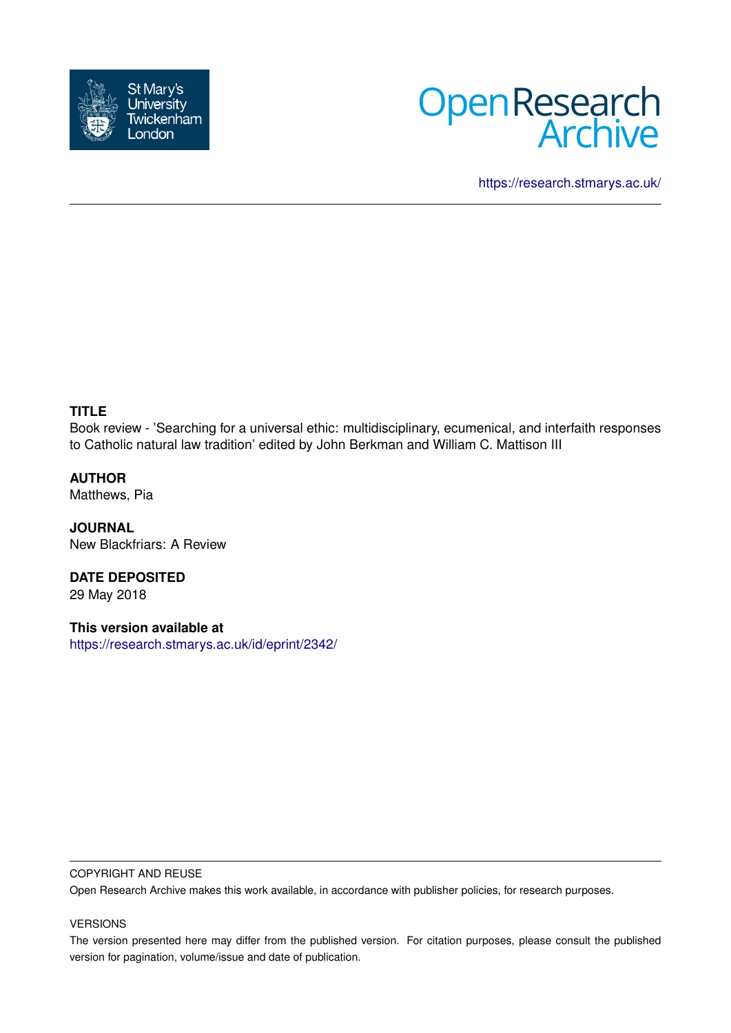St Mary's University Twickenham London

Open Research Archive

https://research.stmarys.ac.uk/

**TITLE**

Book review - 'Searching for a universal ethic: multidisciplinary, ecumenical, and interfaith responses to Catholic natural law tradition' edited by John Berkman and William C. Mattison III

**AUTHOR**

Matthews, Pia

**JOURNAL**

New Blackfriars: A Review

**DATE DEPOSITED**

29 May 2018

**This version available at**

https://research.stmarys.ac.uk/id/eprint/2342/

COPYRIGHT AND REUSE

Open Research Archive makes this work available, in accordance with publisher policies, for research purposes.

VERSIONS

The version presented here may differ from the published version. For citation purposes, please consult the published version for pagination, volume/issue and date of publication.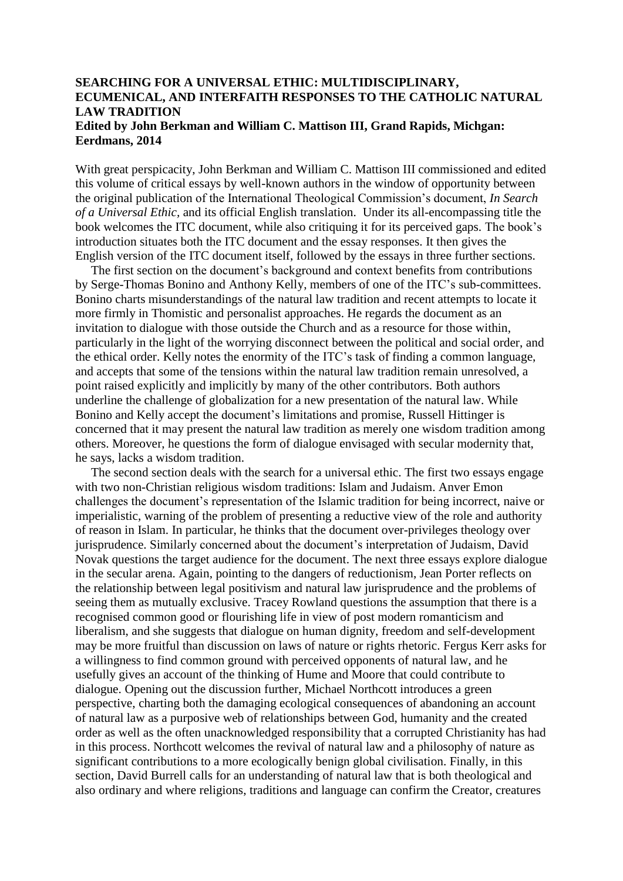**SEARCHING FOR A UNIVERSAL ETHIC: MULTIDISCIPLINARY, ECUMENICAL, AND INTERFAITH RESPONSES TO THE CATHOLIC NATURAL LAW TRADITION**
**Edited by John Berkman and William C. Mattison III, Grand Rapids, Michgan: Eerdmans, 2014**

With great perspicacity, John Berkman and William C. Mattison III commissioned and edited this volume of critical essays by well-known authors in the window of opportunity between the original publication of the International Theological Commission's document, *In Search of a Universal Ethic,* and its official English translation. Under its all-encompassing title the book welcomes the ITC document, while also critiquing it for its perceived gaps. The book's introduction situates both the ITC document and the essay responses. It then gives the English version of the ITC document itself, followed by the essays in three further sections.

The first section on the document's background and context benefits from contributions by Serge-Thomas Bonino and Anthony Kelly, members of one of the ITC's sub-committees. Bonino charts misunderstandings of the natural law tradition and recent attempts to locate it more firmly in Thomistic and personalist approaches. He regards the document as an invitation to dialogue with those outside the Church and as a resource for those within, particularly in the light of the worrying disconnect between the political and social order, and the ethical order. Kelly notes the enormity of the ITC's task of finding a common language, and accepts that some of the tensions within the natural law tradition remain unresolved, a point raised explicitly and implicitly by many of the other contributors. Both authors underline the challenge of globalization for a new presentation of the natural law. While Bonino and Kelly accept the document's limitations and promise, Russell Hittinger is concerned that it may present the natural law tradition as merely one wisdom tradition among others. Moreover, he questions the form of dialogue envisaged with secular modernity that, he says, lacks a wisdom tradition.

The second section deals with the search for a universal ethic. The first two essays engage with two non-Christian religious wisdom traditions: Islam and Judaism. Anver Emon challenges the document's representation of the Islamic tradition for being incorrect, naive or imperialistic, warning of the problem of presenting a reductive view of the role and authority of reason in Islam. In particular, he thinks that the document over-privileges theology over jurisprudence. Similarly concerned about the document's interpretation of Judaism, David Novak questions the target audience for the document. The next three essays explore dialogue in the secular arena. Again, pointing to the dangers of reductionism, Jean Porter reflects on the relationship between legal positivism and natural law jurisprudence and the problems of seeing them as mutually exclusive. Tracey Rowland questions the assumption that there is a recognised common good or flourishing life in view of post modern romanticism and liberalism, and she suggests that dialogue on human dignity, freedom and self-development may be more fruitful than discussion on laws of nature or rights rhetoric. Fergus Kerr asks for a willingness to find common ground with perceived opponents of natural law, and he usefully gives an account of the thinking of Hume and Moore that could contribute to dialogue. Opening out the discussion further, Michael Northcott introduces a green perspective, charting both the damaging ecological consequences of abandoning an account of natural law as a purposive web of relationships between God, humanity and the created order as well as the often unacknowledged responsibility that a corrupted Christianity has had in this process. Northcott welcomes the revival of natural law and a philosophy of nature as significant contributions to a more ecologically benign global civilisation. Finally, in this section, David Burrell calls for an understanding of natural law that is both theological and also ordinary and where religions, traditions and language can confirm the Creator, creatures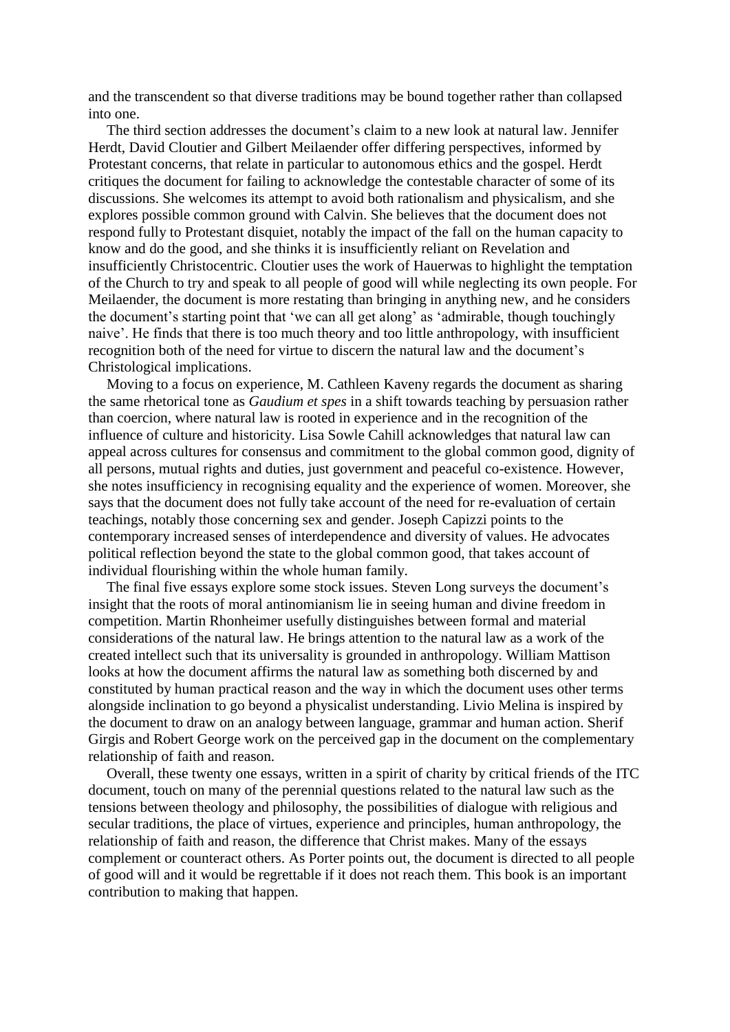and the transcendent so that diverse traditions may be bound together rather than collapsed into one.

The third section addresses the document's claim to a new look at natural law. Jennifer Herdt, David Cloutier and Gilbert Meilaender offer differing perspectives, informed by Protestant concerns, that relate in particular to autonomous ethics and the gospel. Herdt critiques the document for failing to acknowledge the contestable character of some of its discussions. She welcomes its attempt to avoid both rationalism and physicalism, and she explores possible common ground with Calvin. She believes that the document does not respond fully to Protestant disquiet, notably the impact of the fall on the human capacity to know and do the good, and she thinks it is insufficiently reliant on Revelation and insufficiently Christocentric. Cloutier uses the work of Hauerwas to highlight the temptation of the Church to try and speak to all people of good will while neglecting its own people. For Meilaender, the document is more restating than bringing in anything new, and he considers the document's starting point that 'we can all get along' as 'admirable, though touchingly naive'. He finds that there is too much theory and too little anthropology, with insufficient recognition both of the need for virtue to discern the natural law and the document's Christological implications.

Moving to a focus on experience, M. Cathleen Kaveny regards the document as sharing the same rhetorical tone as *Gaudium et spes* in a shift towards teaching by persuasion rather than coercion, where natural law is rooted in experience and in the recognition of the influence of culture and historicity. Lisa Sowle Cahill acknowledges that natural law can appeal across cultures for consensus and commitment to the global common good, dignity of all persons, mutual rights and duties, just government and peaceful co-existence. However, she notes insufficiency in recognising equality and the experience of women. Moreover, she says that the document does not fully take account of the need for re-evaluation of certain teachings, notably those concerning sex and gender. Joseph Capizzi points to the contemporary increased senses of interdependence and diversity of values. He advocates political reflection beyond the state to the global common good, that takes account of individual flourishing within the whole human family.

The final five essays explore some stock issues. Steven Long surveys the document's insight that the roots of moral antinomianism lie in seeing human and divine freedom in competition. Martin Rhonheimer usefully distinguishes between formal and material considerations of the natural law. He brings attention to the natural law as a work of the created intellect such that its universality is grounded in anthropology. William Mattison looks at how the document affirms the natural law as something both discerned by and constituted by human practical reason and the way in which the document uses other terms alongside inclination to go beyond a physicalist understanding. Livio Melina is inspired by the document to draw on an analogy between language, grammar and human action. Sherif Girgis and Robert George work on the perceived gap in the document on the complementary relationship of faith and reason.

Overall, these twenty one essays, written in a spirit of charity by critical friends of the ITC document, touch on many of the perennial questions related to the natural law such as the tensions between theology and philosophy, the possibilities of dialogue with religious and secular traditions, the place of virtues, experience and principles, human anthropology, the relationship of faith and reason, the difference that Christ makes. Many of the essays complement or counteract others. As Porter points out, the document is directed to all people of good will and it would be regrettable if it does not reach them. This book is an important contribution to making that happen.